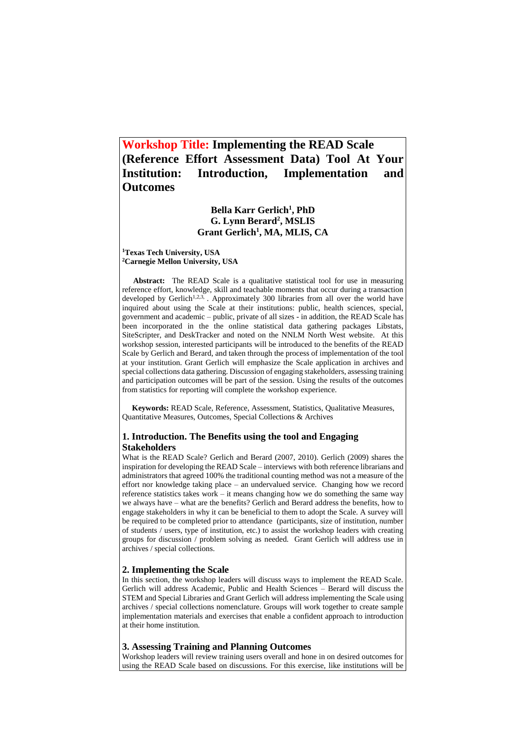# Workshop Title: Implementing the READ Scale (Reference Effort Assessment Data) Tool At Your Institution: Introduction, Implementation and Outcomes

**Bella Karr Gerlich[1], PhD**
**G. Lynn Berard[2], MSLIS**
**Grant Gerlich[1], MA, MLIS, CA**

**[1]Texas Tech University, USA**
**[2]Carnegie Mellon University, USA**

**Abstract:** The READ Scale is a qualitative statistical tool for use in measuring reference effort, knowledge, skill and teachable moments that occur during a transaction developed by Gerlich[1,2,3,]. Approximately 300 libraries from all over the world have inquired about using the Scale at their institutions: public, health sciences, special, government and academic – public, private of all sizes - in addition, the READ Scale has been incorporated in the the online statistical data gathering packages Libstats, SiteScripter, and DeskTracker and noted on the NNLM North West website. At this workshop session, interested participants will be introduced to the benefits of the READ Scale by Gerlich and Berard, and taken through the process of implementation of the tool at your institution. Grant Gerlich will emphasize the Scale application in archives and special collections data gathering. Discussion of engaging stakeholders, assessing training and participation outcomes will be part of the session. Using the results of the outcomes from statistics for reporting will complete the workshop experience.

**Keywords:** READ Scale, Reference, Assessment, Statistics, Qualitative Measures, Quantitative Measures, Outcomes, Special Collections & Archives

## 1. Introduction. The Benefits using the tool and Engaging Stakeholders

What is the READ Scale? Gerlich and Berard (2007, 2010). Gerlich (2009) shares the inspiration for developing the READ Scale – interviews with both reference librarians and administrators that agreed 100% the traditional counting method was not a measure of the effort nor knowledge taking place – an undervalued service. Changing how we record reference statistics takes work – it means changing how we do something the same way we always have – what are the benefits? Gerlich and Berard address the benefits, how to engage stakeholders in why it can be beneficial to them to adopt the Scale. A survey will be required to be completed prior to attendance (participants, size of institution, number of students / users, type of institution, etc.) to assist the workshop leaders with creating groups for discussion / problem solving as needed. Grant Gerlich will address use in archives / special collections.

## 2. Implementing the Scale

In this section, the workshop leaders will discuss ways to implement the READ Scale. Gerlich will address Academic, Public and Health Sciences – Berard will discuss the STEM and Special Libraries and Grant Gerlich will address implementing the Scale using archives / special collections nomenclature. Groups will work together to create sample implementation materials and exercises that enable a confident approach to introduction at their home institution.

## 3. Assessing Training and Planning Outcomes

Workshop leaders will review training users overall and hone in on desired outcomes for using the READ Scale based on discussions. For this exercise, like institutions will be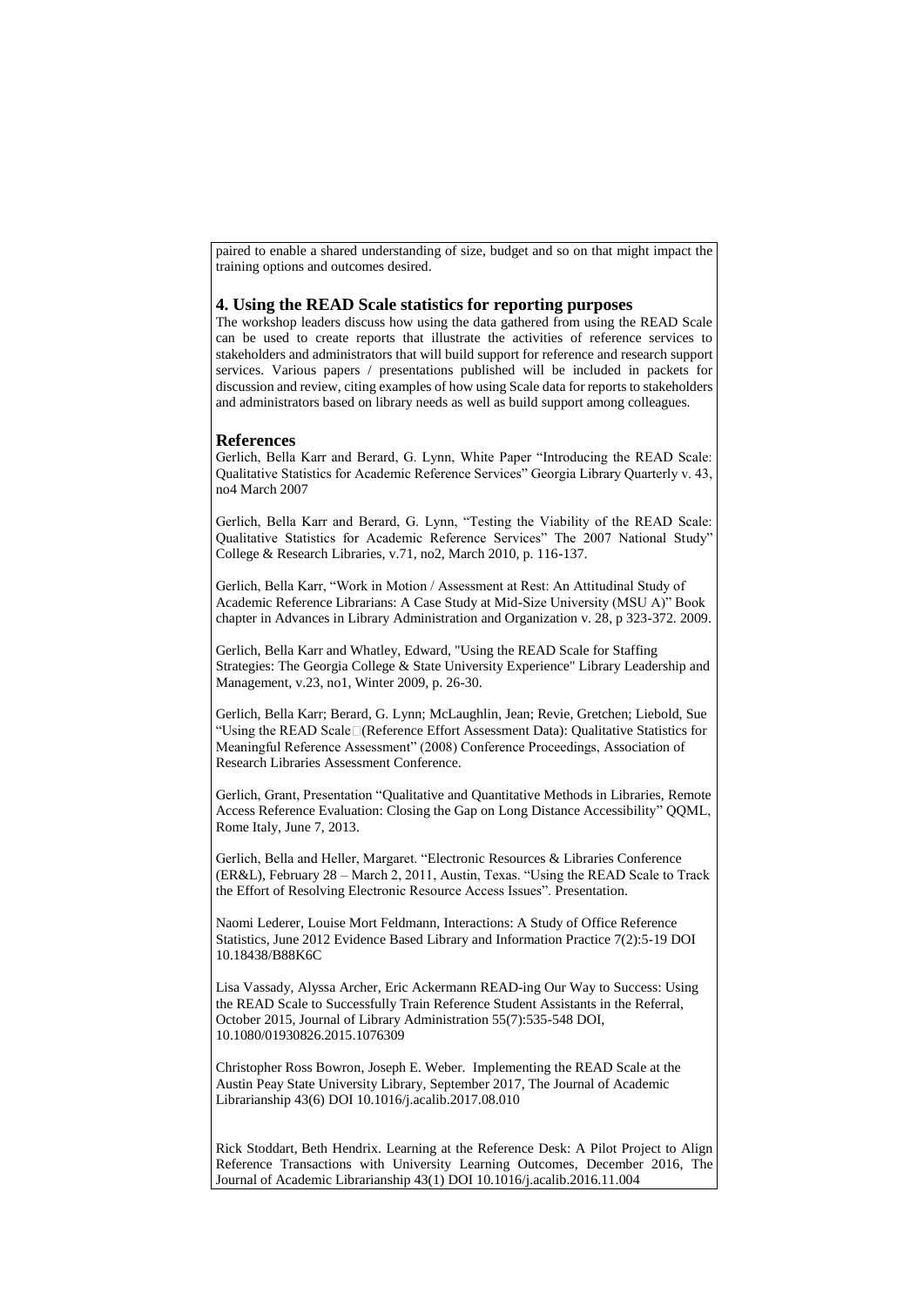paired to enable a shared understanding of size, budget and so on that might impact the training options and outcomes desired.

## 4. Using the READ Scale statistics for reporting purposes

The workshop leaders discuss how using the data gathered from using the READ Scale can be used to create reports that illustrate the activities of reference services to stakeholders and administrators that will build support for reference and research support services. Various papers / presentations published will be included in packets for discussion and review, citing examples of how using Scale data for reports to stakeholders and administrators based on library needs as well as build support among colleagues.

## References

Gerlich, Bella Karr and Berard, G. Lynn, White Paper "Introducing the READ Scale: Qualitative Statistics for Academic Reference Services" Georgia Library Quarterly v. 43, no4 March 2007

Gerlich, Bella Karr and Berard, G. Lynn, "Testing the Viability of the READ Scale: Qualitative Statistics for Academic Reference Services" The 2007 National Study" College & Research Libraries, v.71, no2, March 2010, p. 116-137.

Gerlich, Bella Karr, "Work in Motion / Assessment at Rest: An Attitudinal Study of Academic Reference Librarians: A Case Study at Mid-Size University (MSU A)" Book chapter in Advances in Library Administration and Organization v. 28, p 323-372. 2009.

Gerlich, Bella Karr and Whatley, Edward, "Using the READ Scale for Staffing Strategies: The Georgia College & State University Experience" Library Leadership and Management, v.23, no1, Winter 2009, p. 26-30.

Gerlich, Bella Karr; Berard, G. Lynn; McLaughlin, Jean; Revie, Gretchen; Liebold, Sue "Using the READ Scale□(Reference Effort Assessment Data): Qualitative Statistics for Meaningful Reference Assessment" (2008) Conference Proceedings, Association of Research Libraries Assessment Conference.

Gerlich, Grant, Presentation "Qualitative and Quantitative Methods in Libraries, Remote Access Reference Evaluation: Closing the Gap on Long Distance Accessibility" QQML, Rome Italy, June 7, 2013.

Gerlich, Bella and Heller, Margaret. "Electronic Resources & Libraries Conference (ER&L), February 28 – March 2, 2011, Austin, Texas. "Using the READ Scale to Track the Effort of Resolving Electronic Resource Access Issues". Presentation.

Naomi Lederer, Louise Mort Feldmann, Interactions: A Study of Office Reference Statistics, June 2012 Evidence Based Library and Information Practice 7(2):5-19 DOI 10.18438/B88K6C

Lisa Vassady, Alyssa Archer, Eric Ackermann READ-ing Our Way to Success: Using the READ Scale to Successfully Train Reference Student Assistants in the Referral, October 2015, Journal of Library Administration 55(7):535-548 DOI, 10.1080/01930826.2015.1076309

Christopher Ross Bowron, Joseph E. Weber. Implementing the READ Scale at the Austin Peay State University Library, September 2017, The Journal of Academic Librarianship 43(6) DOI 10.1016/j.acalib.2017.08.010

Rick Stoddart, Beth Hendrix. Learning at the Reference Desk: A Pilot Project to Align Reference Transactions with University Learning Outcomes, December 2016, The Journal of Academic Librarianship 43(1) DOI 10.1016/j.acalib.2016.11.004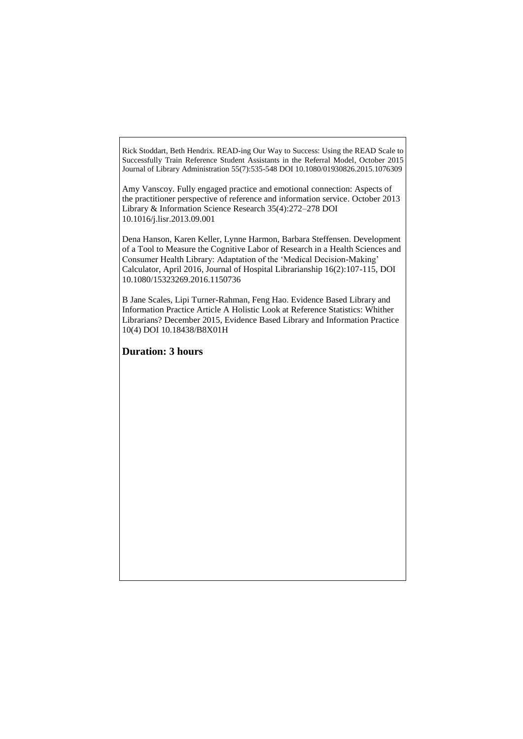Rick Stoddart, Beth Hendrix. READ-ing Our Way to Success: Using the READ Scale to Successfully Train Reference Student Assistants in the Referral Model, October 2015 Journal of Library Administration 55(7):535-548 DOI 10.1080/01930826.2015.1076309

Amy Vanscoy. Fully engaged practice and emotional connection: Aspects of the practitioner perspective of reference and information service. October 2013 Library & Information Science Research 35(4):272–278 DOI 10.1016/j.lisr.2013.09.001

Dena Hanson, Karen Keller, Lynne Harmon, Barbara Steffensen. Development of a Tool to Measure the Cognitive Labor of Research in a Health Sciences and Consumer Health Library: Adaptation of the 'Medical Decision-Making' Calculator, April 2016, Journal of Hospital Librarianship 16(2):107-115, DOI 10.1080/15323269.2016.1150736

B Jane Scales, Lipi Turner-Rahman, Feng Hao. Evidence Based Library and Information Practice Article A Holistic Look at Reference Statistics: Whither Librarians? December 2015, Evidence Based Library and Information Practice 10(4) DOI 10.18438/B8X01H

**Duration: 3 hours**